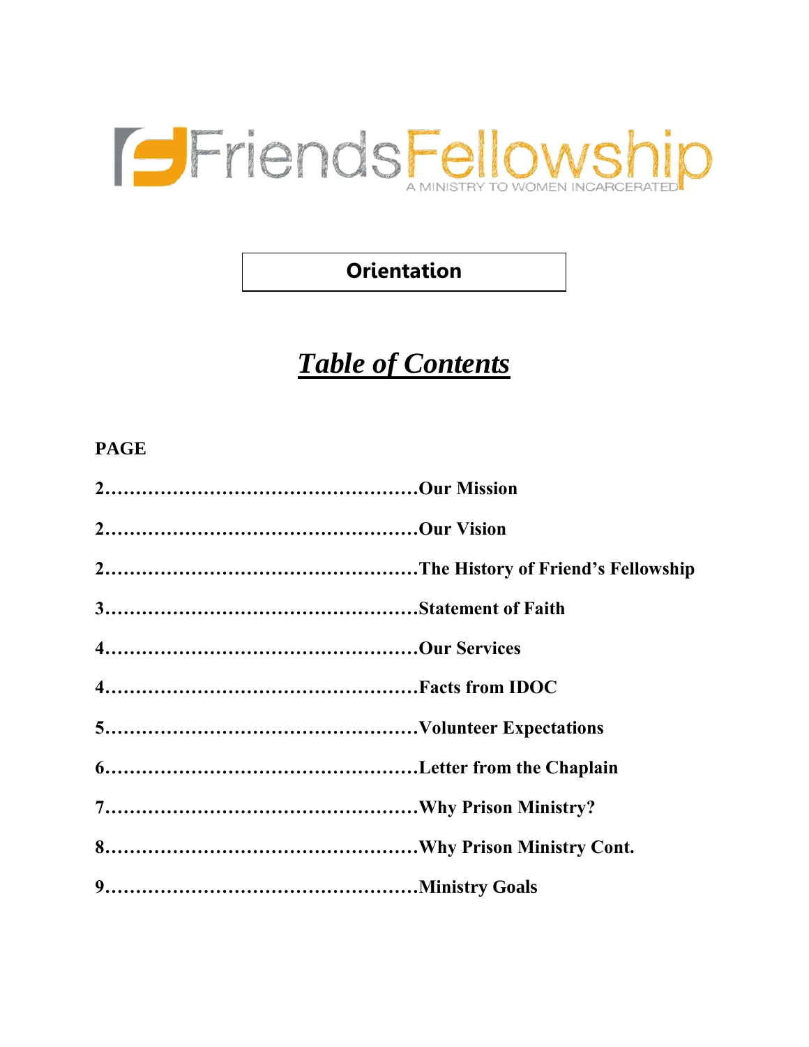# FriendsFellowship

A MINISTRY TO WOMEN INCARCERATED

## Orientation

## ***Table of Contents***

**PAGE**

**2……………………………………………Our Mission**

**2……………………………………………Our Vision**

**2……………………………………………The History of Friend's Fellowship**

**3……………………………………………Statement of Faith**

**4……………………………………………Our Services**

**4……………………………………………Facts from IDOC**

**5……………………………………………Volunteer Expectations**

**6……………………………………………Letter from the Chaplain**

**7……………………………………………Why Prison Ministry?**

**8……………………………………………Why Prison Ministry Cont.**

**9……………………………………………Ministry Goals**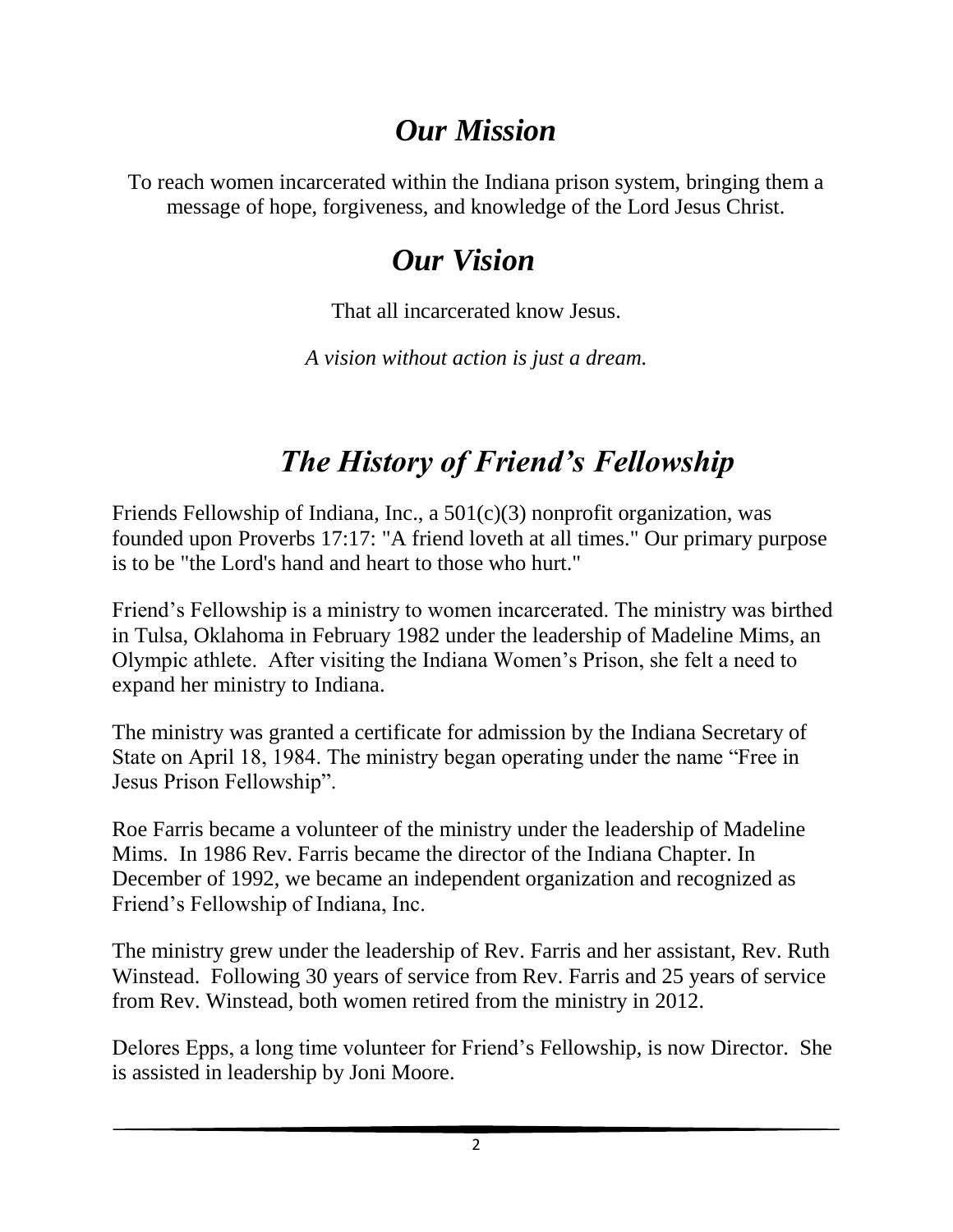## *Our Mission*

To reach women incarcerated within the Indiana prison system, bringing them a message of hope, forgiveness, and knowledge of the Lord Jesus Christ.

## *Our Vision*

That all incarcerated know Jesus.

*A vision without action is just a dream.*

## *The History of Friend's Fellowship*

Friends Fellowship of Indiana, Inc., a 501(c)(3) nonprofit organization, was founded upon Proverbs 17:17: "A friend loveth at all times." Our primary purpose is to be "the Lord's hand and heart to those who hurt."

Friend's Fellowship is a ministry to women incarcerated. The ministry was birthed in Tulsa, Oklahoma in February 1982 under the leadership of Madeline Mims, an Olympic athlete. After visiting the Indiana Women's Prison, she felt a need to expand her ministry to Indiana.

The ministry was granted a certificate for admission by the Indiana Secretary of State on April 18, 1984. The ministry began operating under the name "Free in Jesus Prison Fellowship".

Roe Farris became a volunteer of the ministry under the leadership of Madeline Mims. In 1986 Rev. Farris became the director of the Indiana Chapter. In December of 1992, we became an independent organization and recognized as Friend's Fellowship of Indiana, Inc.

The ministry grew under the leadership of Rev. Farris and her assistant, Rev. Ruth Winstead. Following 30 years of service from Rev. Farris and 25 years of service from Rev. Winstead, both women retired from the ministry in 2012.

Delores Epps, a long time volunteer for Friend's Fellowship, is now Director. She is assisted in leadership by Joni Moore.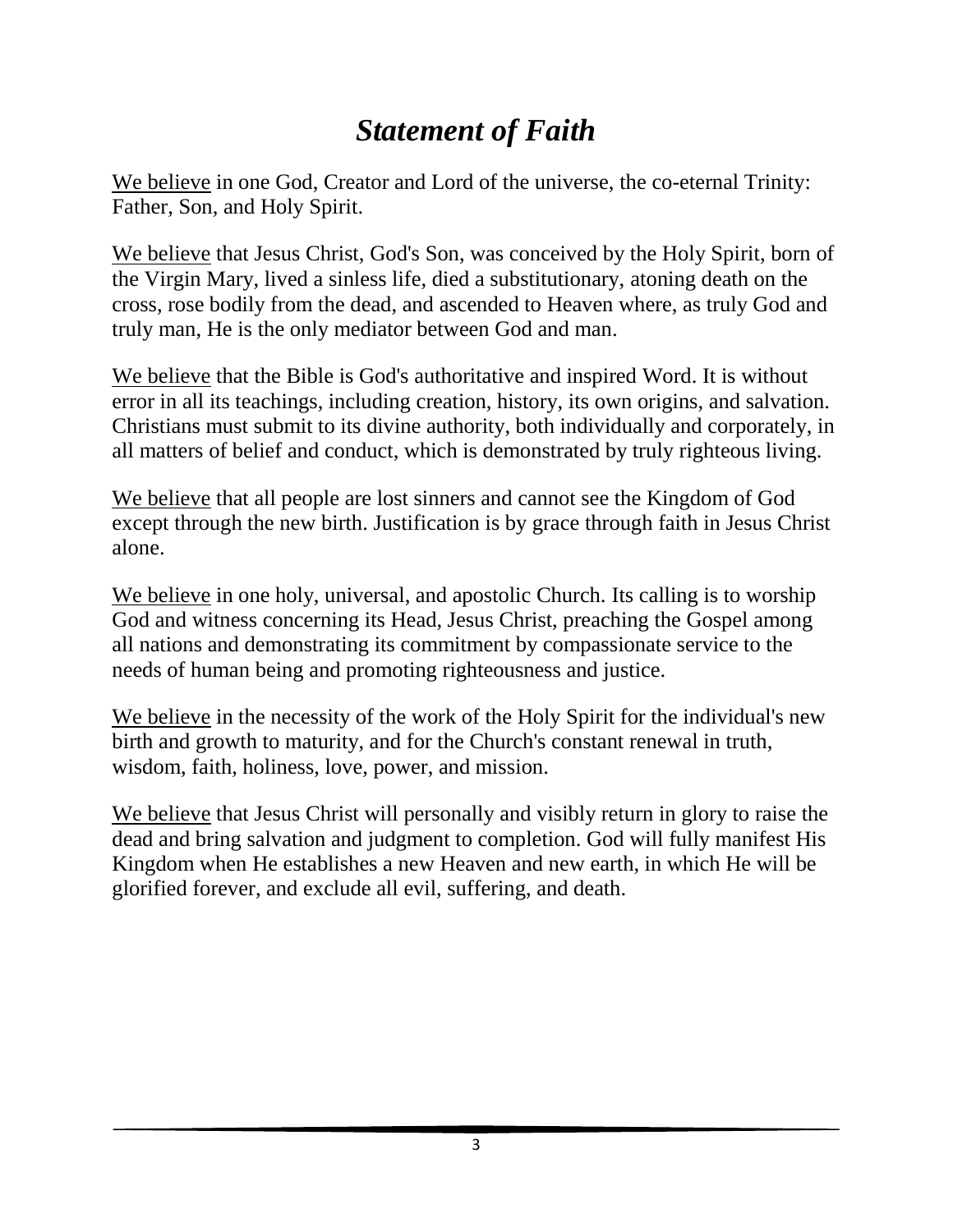# *Statement of Faith*

<u>We believe</u> in one God, Creator and Lord of the universe, the co-eternal Trinity: Father, Son, and Holy Spirit.

<u>We believe</u> that Jesus Christ, God's Son, was conceived by the Holy Spirit, born of the Virgin Mary, lived a sinless life, died a substitutionary, atoning death on the cross, rose bodily from the dead, and ascended to Heaven where, as truly God and truly man, He is the only mediator between God and man.

<u>We believe</u> that the Bible is God's authoritative and inspired Word. It is without error in all its teachings, including creation, history, its own origins, and salvation. Christians must submit to its divine authority, both individually and corporately, in all matters of belief and conduct, which is demonstrated by truly righteous living.

<u>We believe</u> that all people are lost sinners and cannot see the Kingdom of God except through the new birth. Justification is by grace through faith in Jesus Christ alone.

<u>We believe</u> in one holy, universal, and apostolic Church. Its calling is to worship God and witness concerning its Head, Jesus Christ, preaching the Gospel among all nations and demonstrating its commitment by compassionate service to the needs of human being and promoting righteousness and justice.

<u>We believe</u> in the necessity of the work of the Holy Spirit for the individual's new birth and growth to maturity, and for the Church's constant renewal in truth, wisdom, faith, holiness, love, power, and mission.

<u>We believe</u> that Jesus Christ will personally and visibly return in glory to raise the dead and bring salvation and judgment to completion. God will fully manifest His Kingdom when He establishes a new Heaven and new earth, in which He will be glorified forever, and exclude all evil, suffering, and death.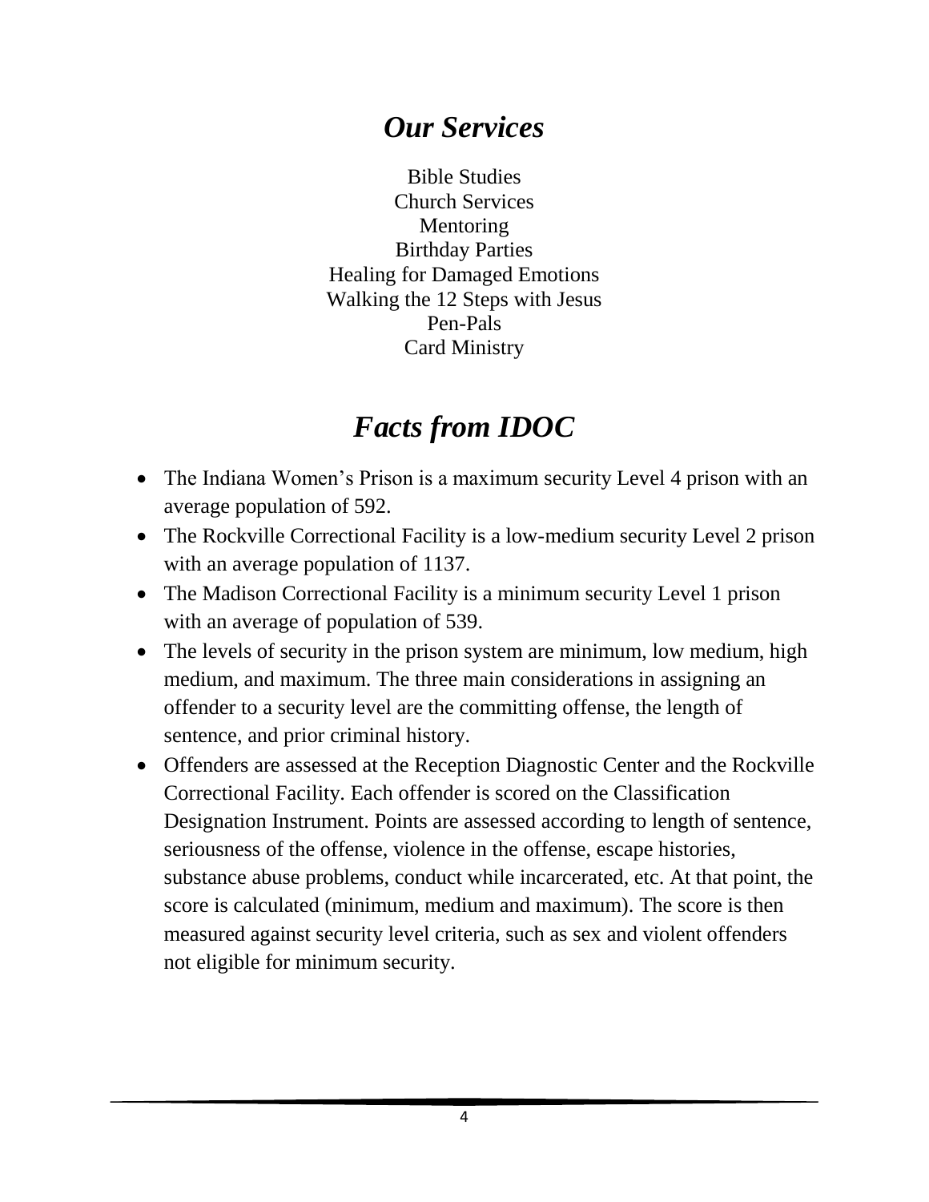## *Our Services*

Bible Studies
Church Services
Mentoring
Birthday Parties
Healing for Damaged Emotions
Walking the 12 Steps with Jesus
Pen-Pals
Card Ministry

## *Facts from IDOC*

- The Indiana Women's Prison is a maximum security Level 4 prison with an average population of 592.
- The Rockville Correctional Facility is a low-medium security Level 2 prison with an average population of 1137.
- The Madison Correctional Facility is a minimum security Level 1 prison with an average of population of 539.
- The levels of security in the prison system are minimum, low medium, high medium, and maximum. The three main considerations in assigning an offender to a security level are the committing offense, the length of sentence, and prior criminal history.
- Offenders are assessed at the Reception Diagnostic Center and the Rockville Correctional Facility. Each offender is scored on the Classification Designation Instrument. Points are assessed according to length of sentence, seriousness of the offense, violence in the offense, escape histories, substance abuse problems, conduct while incarcerated, etc. At that point, the score is calculated (minimum, medium and maximum). The score is then measured against security level criteria, such as sex and violent offenders not eligible for minimum security.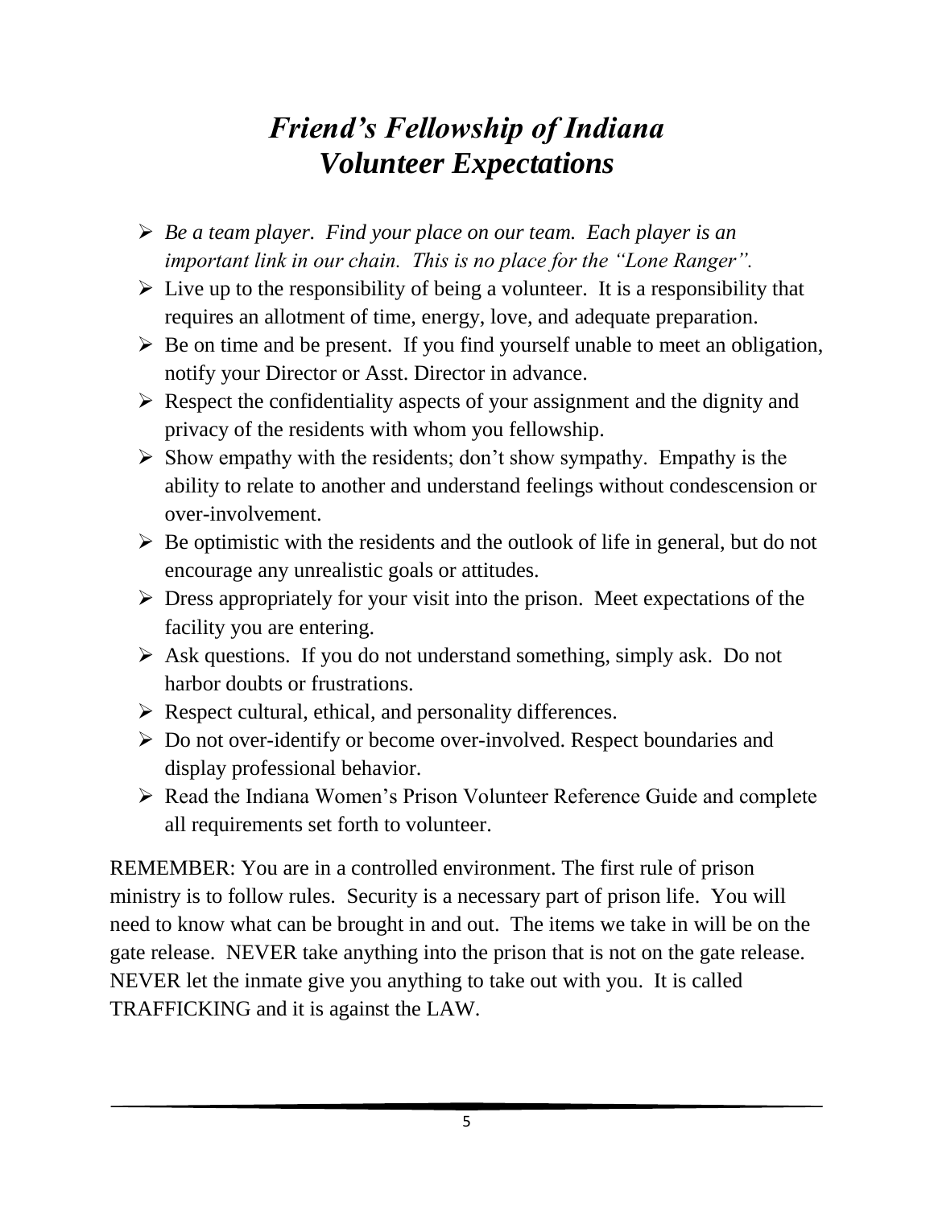# *Friend's Fellowship of Indiana Volunteer Expectations*

- *Be a team player. Find your place on our team. Each player is an important link in our chain. This is no place for the "Lone Ranger".*
- Live up to the responsibility of being a volunteer. It is a responsibility that requires an allotment of time, energy, love, and adequate preparation.
- Be on time and be present. If you find yourself unable to meet an obligation, notify your Director or Asst. Director in advance.
- Respect the confidentiality aspects of your assignment and the dignity and privacy of the residents with whom you fellowship.
- Show empathy with the residents; don't show sympathy. Empathy is the ability to relate to another and understand feelings without condescension or over-involvement.
- Be optimistic with the residents and the outlook of life in general, but do not encourage any unrealistic goals or attitudes.
- Dress appropriately for your visit into the prison. Meet expectations of the facility you are entering.
- Ask questions. If you do not understand something, simply ask. Do not harbor doubts or frustrations.
- Respect cultural, ethical, and personality differences.
- Do not over-identify or become over-involved. Respect boundaries and display professional behavior.
- Read the Indiana Women's Prison Volunteer Reference Guide and complete all requirements set forth to volunteer.

REMEMBER: You are in a controlled environment. The first rule of prison ministry is to follow rules. Security is a necessary part of prison life. You will need to know what can be brought in and out. The items we take in will be on the gate release. NEVER take anything into the prison that is not on the gate release. NEVER let the inmate give you anything to take out with you. It is called TRAFFICKING and it is against the LAW.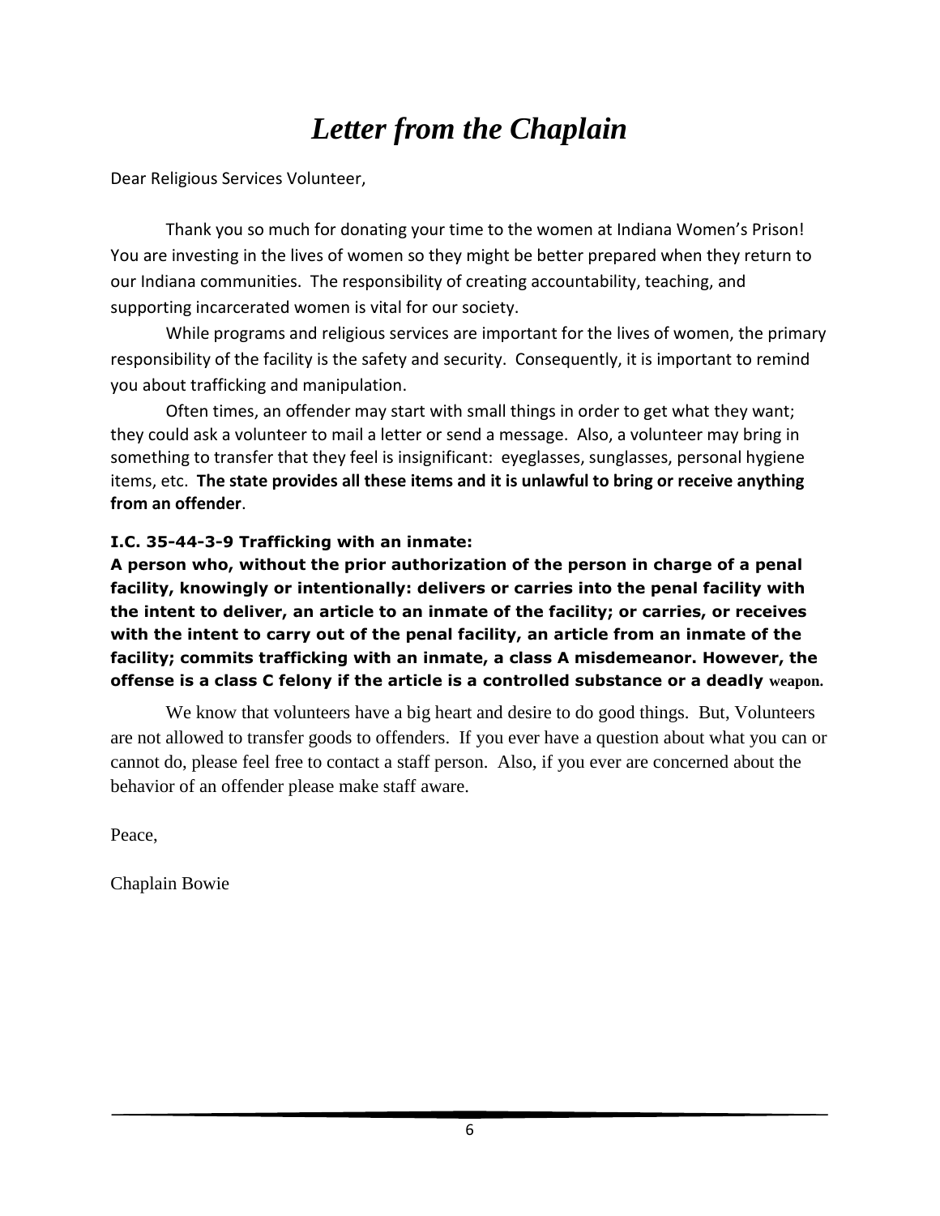# *Letter from the Chaplain*

Dear Religious Services Volunteer,

Thank you so much for donating your time to the women at Indiana Women's Prison! You are investing in the lives of women so they might be better prepared when they return to our Indiana communities. The responsibility of creating accountability, teaching, and supporting incarcerated women is vital for our society.

While programs and religious services are important for the lives of women, the primary responsibility of the facility is the safety and security. Consequently, it is important to remind you about trafficking and manipulation.

Often times, an offender may start with small things in order to get what they want; they could ask a volunteer to mail a letter or send a message. Also, a volunteer may bring in something to transfer that they feel is insignificant: eyeglasses, sunglasses, personal hygiene items, etc. **The state provides all these items and it is unlawful to bring or receive anything from an offender**.

**I.C. 35-44-3-9 Trafficking with an inmate:**

**A person who, without the prior authorization of the person in charge of a penal facility, knowingly or intentionally: delivers or carries into the penal facility with the intent to deliver, an article to an inmate of the facility; or carries, or receives with the intent to carry out of the penal facility, an article from an inmate of the facility; commits trafficking with an inmate, a class A misdemeanor. However, the offense is a class C felony if the article is a controlled substance or a deadly weapon.**

We know that volunteers have a big heart and desire to do good things. But, Volunteers are not allowed to transfer goods to offenders. If you ever have a question about what you can or cannot do, please feel free to contact a staff person. Also, if you ever are concerned about the behavior of an offender please make staff aware.

Peace,

Chaplain Bowie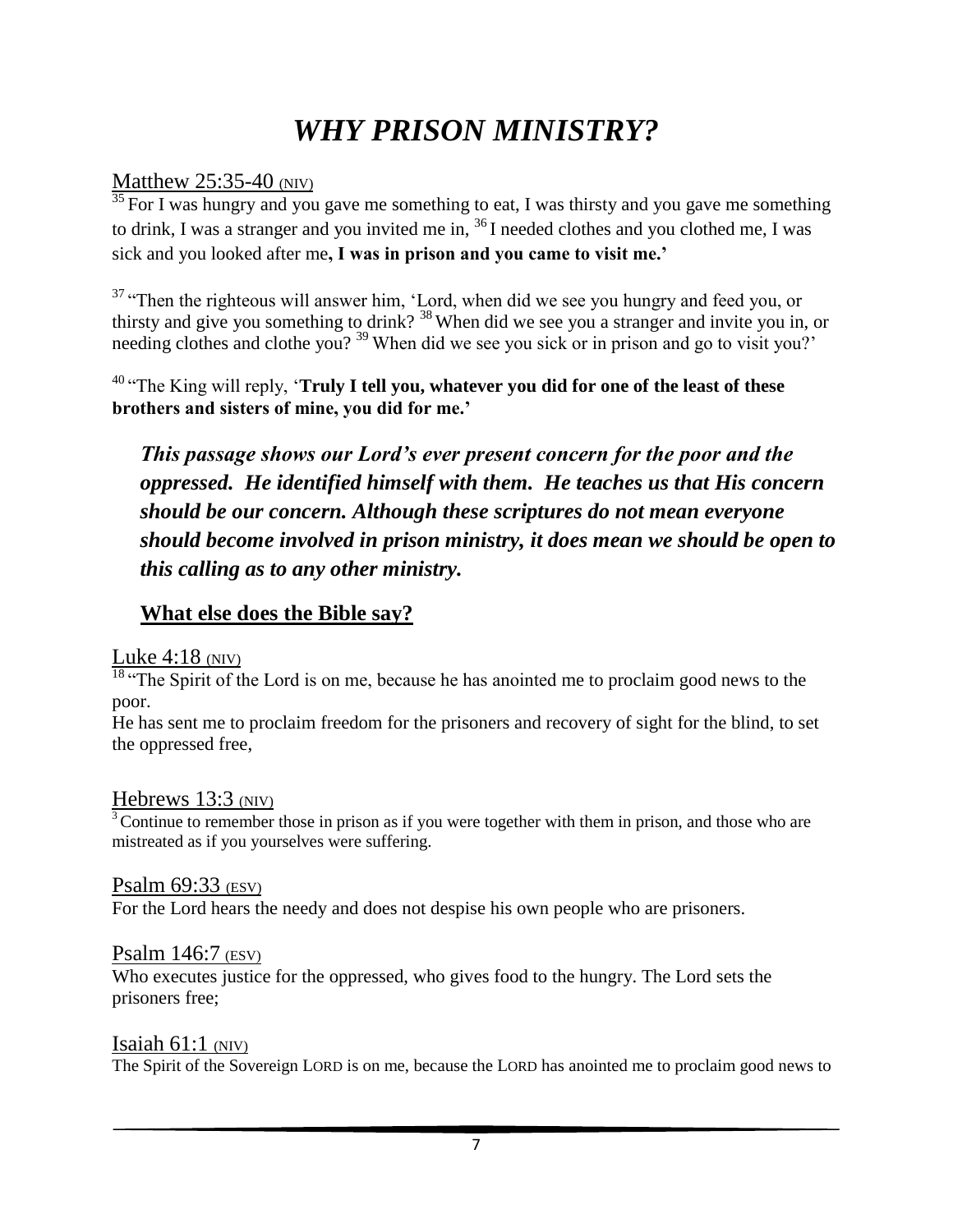# *WHY PRISON MINISTRY?*

Matthew 25:35-40 (NIV)

[35] For I was hungry and you gave me something to eat, I was thirsty and you gave me something to drink, I was a stranger and you invited me in, [36] I needed clothes and you clothed me, I was sick and you looked after me**, I was in prison and you came to visit me.'**

[37] "Then the righteous will answer him, 'Lord, when did we see you hungry and feed you, or thirsty and give you something to drink? [38] When did we see you a stranger and invite you in, or needing clothes and clothe you? [39] When did we see you sick or in prison and go to visit you?'

[40] "The King will reply, '**Truly I tell you, whatever you did for one of the least of these brothers and sisters of mine, you did for me.'**

***This passage shows our Lord's ever present concern for the poor and the oppressed. He identified himself with them. He teaches us that His concern should be our concern. Although these scriptures do not mean everyone should become involved in prison ministry, it does mean we should be open to this calling as to any other ministry.***

## What else does the Bible say?

Luke 4:18 (NIV)

[18] "The Spirit of the Lord is on me, because he has anointed me to proclaim good news to the poor.
He has sent me to proclaim freedom for the prisoners and recovery of sight for the blind, to set the oppressed free,

Hebrews 13:3 (NIV)

[3] Continue to remember those in prison as if you were together with them in prison, and those who are mistreated as if you yourselves were suffering.

Psalm 69:33 (ESV)

For the Lord hears the needy and does not despise his own people who are prisoners.

Psalm 146:7 (ESV)

Who executes justice for the oppressed, who gives food to the hungry. The Lord sets the prisoners free;

Isaiah 61:1 (NIV)

The Spirit of the Sovereign LORD is on me, because the LORD has anointed me to proclaim good news to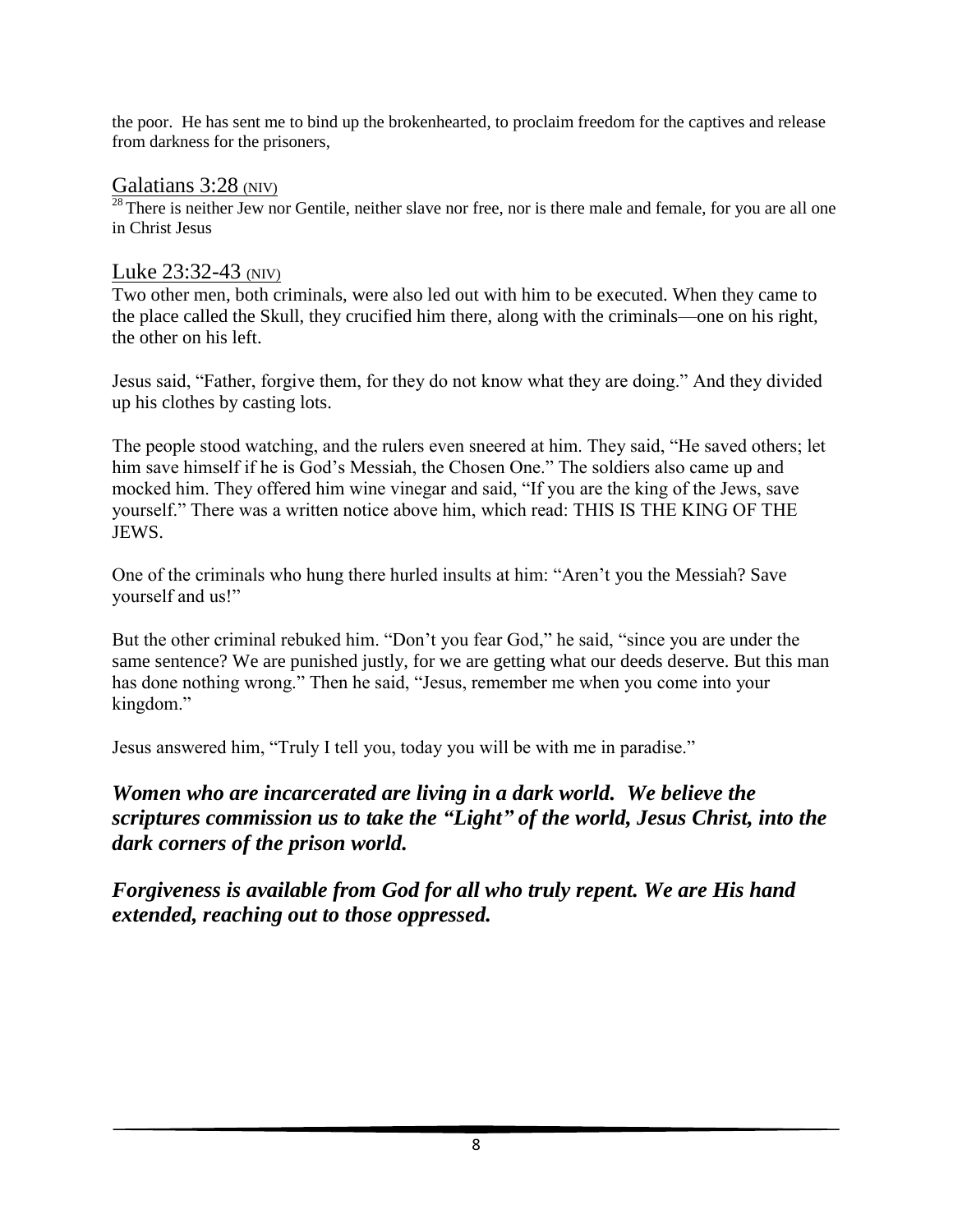the poor. He has sent me to bind up the brokenhearted, to proclaim freedom for the captives and release from darkness for the prisoners,

## Galatians 3:28 (NIV)

[28] There is neither Jew nor Gentile, neither slave nor free, nor is there male and female, for you are all one in Christ Jesus

## Luke 23:32-43 (NIV)

Two other men, both criminals, were also led out with him to be executed. When they came to the place called the Skull, they crucified him there, along with the criminals—one on his right, the other on his left.

Jesus said, "Father, forgive them, for they do not know what they are doing." And they divided up his clothes by casting lots.

The people stood watching, and the rulers even sneered at him. They said, "He saved others; let him save himself if he is God's Messiah, the Chosen One." The soldiers also came up and mocked him. They offered him wine vinegar and said, "If you are the king of the Jews, save yourself." There was a written notice above him, which read: THIS IS THE KING OF THE JEWS.

One of the criminals who hung there hurled insults at him: "Aren't you the Messiah? Save yourself and us!"

But the other criminal rebuked him. "Don't you fear God," he said, "since you are under the same sentence? We are punished justly, for we are getting what our deeds deserve. But this man has done nothing wrong." Then he said, "Jesus, remember me when you come into your kingdom."

Jesus answered him, "Truly I tell you, today you will be with me in paradise."

***Women who are incarcerated are living in a dark world. We believe the scriptures commission us to take the "Light" of the world, Jesus Christ, into the dark corners of the prison world.***

***Forgiveness is available from God for all who truly repent. We are His hand extended, reaching out to those oppressed.***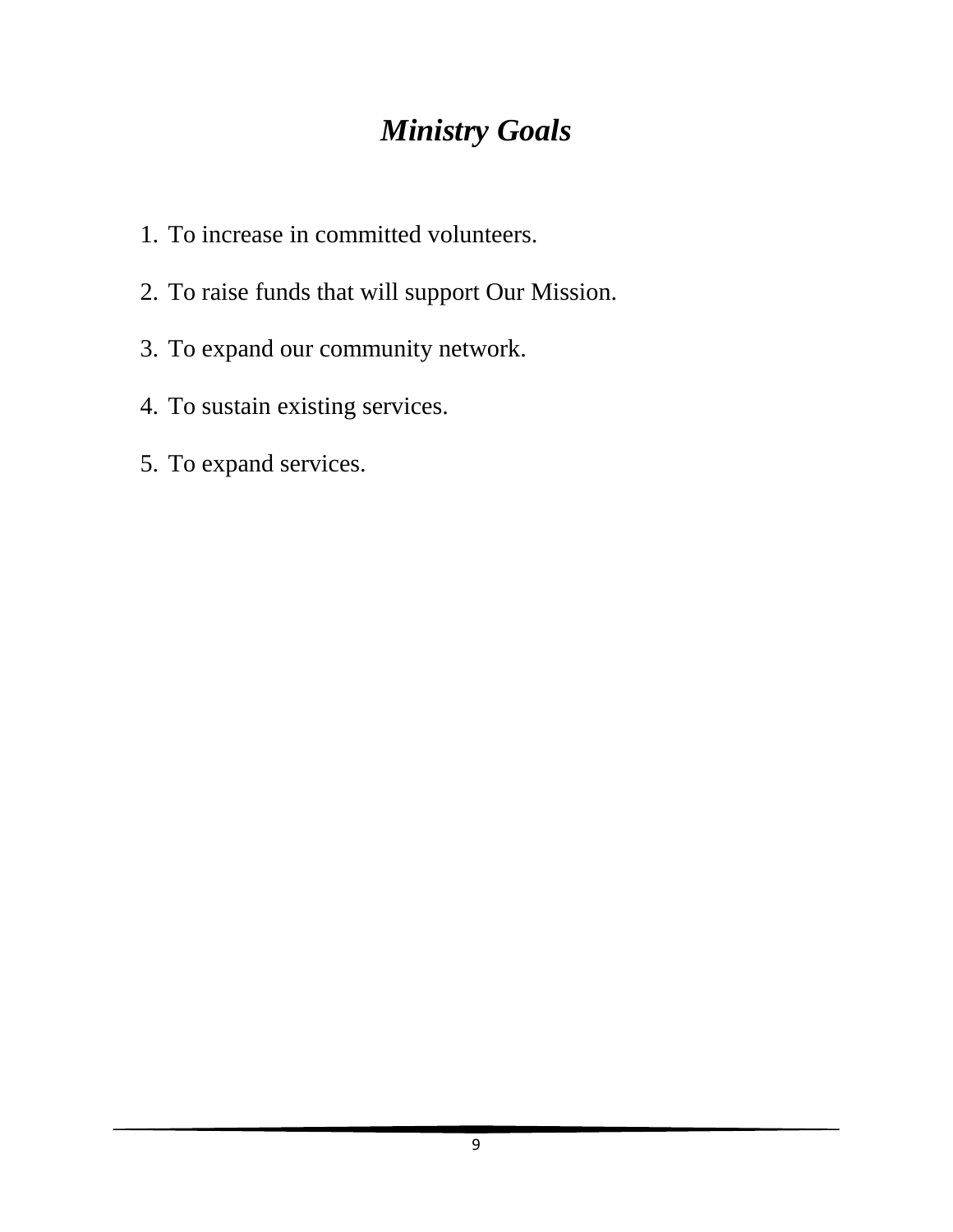# ***Ministry Goals***

1. To increase in committed volunteers.
2. To raise funds that will support Our Mission.
3. To expand our community network.
4. To sustain existing services.
5. To expand services.